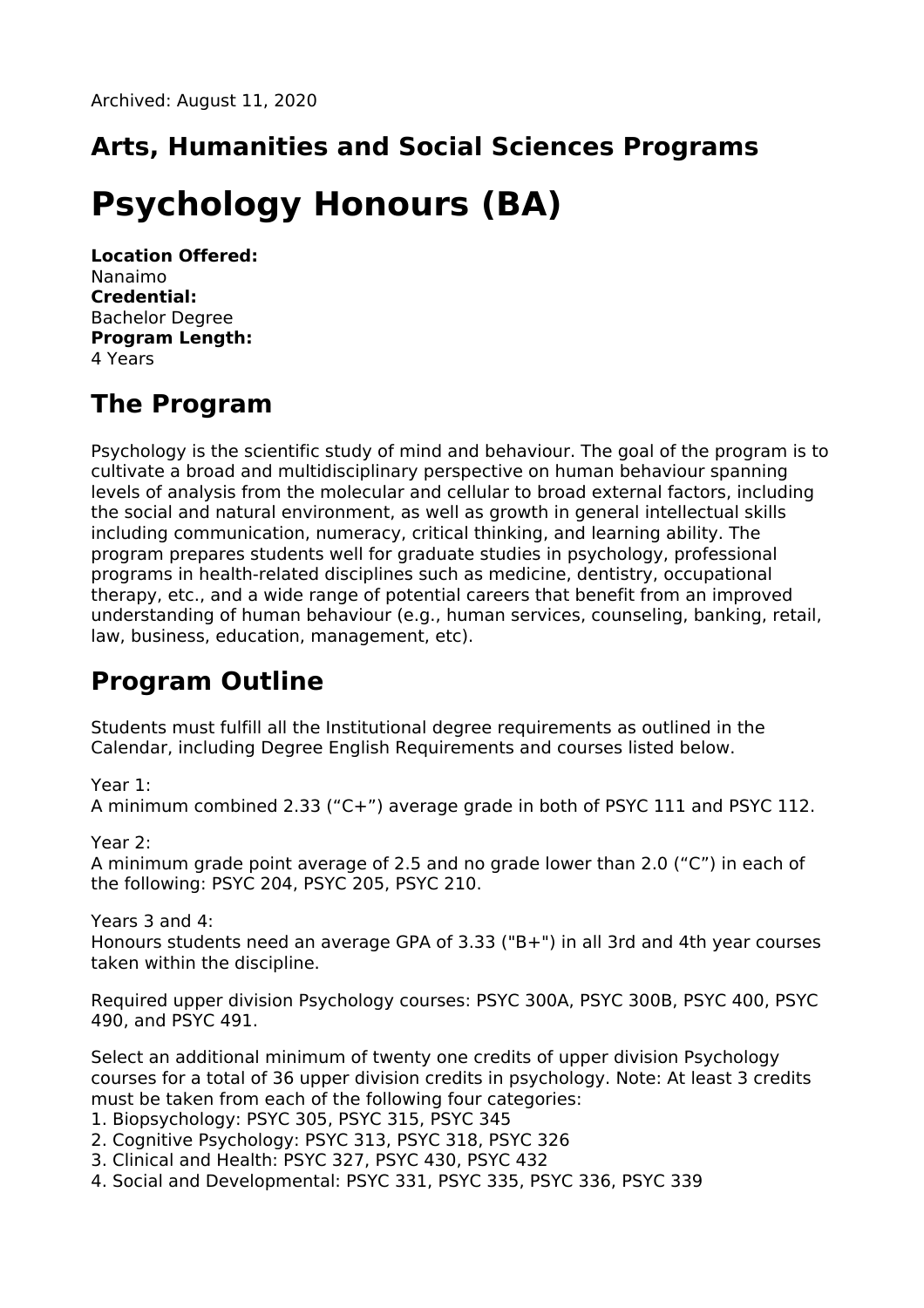Archived: August 11, 2020

## Arts, Humanities and Social Sciences Programs

# Psychology Honours (BA)

**Location Offered:**
Nanaimo
**Credential:**
Bachelor Degree
**Program Length:**
4 Years

## The Program

Psychology is the scientific study of mind and behaviour. The goal of the program is to cultivate a broad and multidisciplinary perspective on human behaviour spanning levels of analysis from the molecular and cellular to broad external factors, including the social and natural environment, as well as growth in general intellectual skills including communication, numeracy, critical thinking, and learning ability. The program prepares students well for graduate studies in psychology, professional programs in health-related disciplines such as medicine, dentistry, occupational therapy, etc., and a wide range of potential careers that benefit from an improved understanding of human behaviour (e.g., human services, counseling, banking, retail, law, business, education, management, etc).

## Program Outline

Students must fulfill all the Institutional degree requirements as outlined in the Calendar, including Degree English Requirements and courses listed below.

Year 1:
A minimum combined 2.33 ("C+") average grade in both of PSYC 111 and PSYC 112.

Year 2:
A minimum grade point average of 2.5 and no grade lower than 2.0 ("C") in each of the following: PSYC 204, PSYC 205, PSYC 210.

Years 3 and 4:
Honours students need an average GPA of 3.33 ("B+") in all 3rd and 4th year courses taken within the discipline.

Required upper division Psychology courses: PSYC 300A, PSYC 300B, PSYC 400, PSYC 490, and PSYC 491.

Select an additional minimum of twenty one credits of upper division Psychology courses for a total of 36 upper division credits in psychology. Note: At least 3 credits must be taken from each of the following four categories:

1. Biopsychology: PSYC 305, PSYC 315, PSYC 345
2. Cognitive Psychology: PSYC 313, PSYC 318, PSYC 326
3. Clinical and Health: PSYC 327, PSYC 430, PSYC 432
4. Social and Developmental: PSYC 331, PSYC 335, PSYC 336, PSYC 339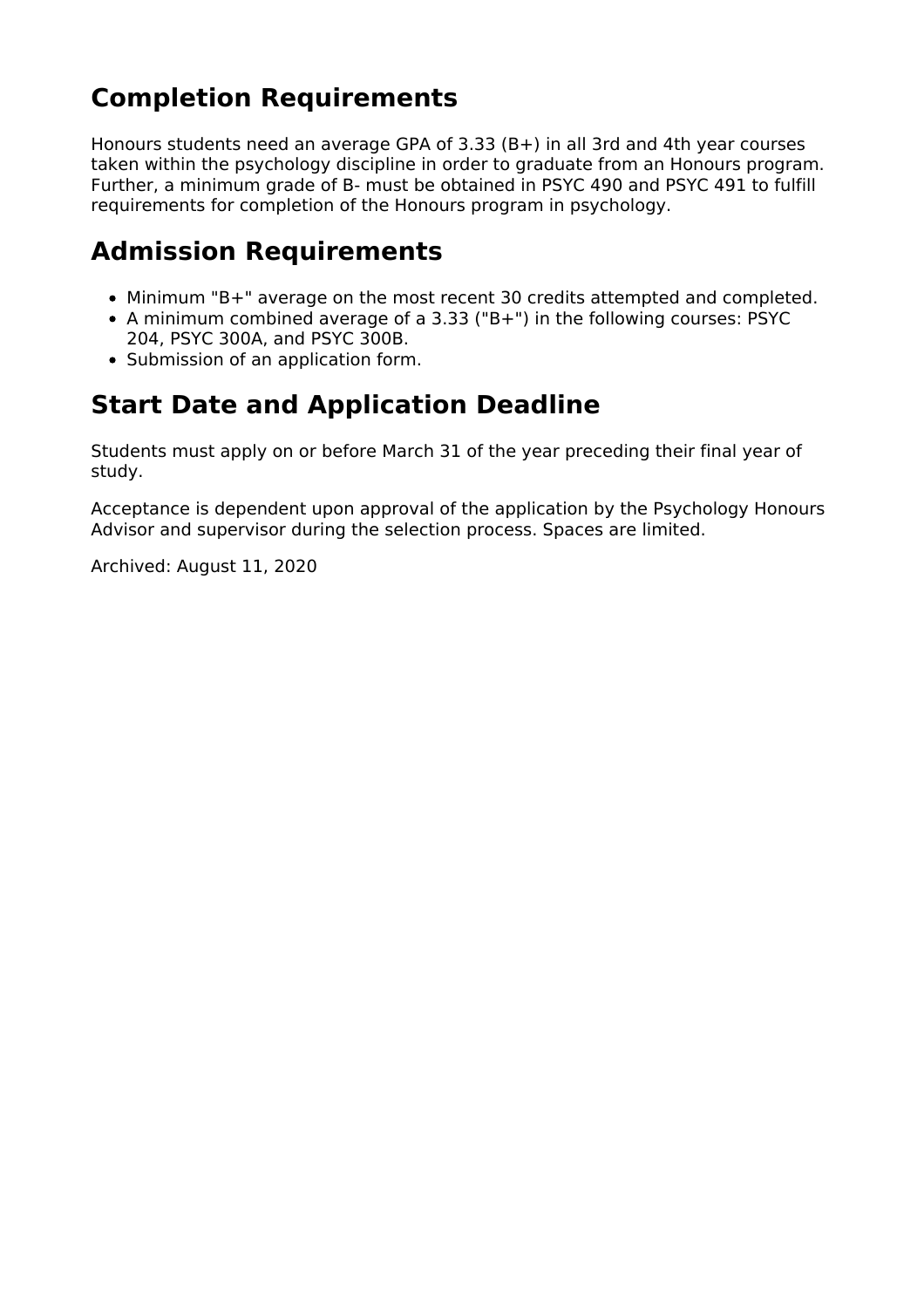## Completion Requirements

Honours students need an average GPA of 3.33 (B+) in all 3rd and 4th year courses taken within the psychology discipline in order to graduate from an Honours program. Further, a minimum grade of B- must be obtained in PSYC 490 and PSYC 491 to fulfill requirements for completion of the Honours program in psychology.

## Admission Requirements

- Minimum "B+" average on the most recent 30 credits attempted and completed.
- A minimum combined average of a 3.33 ("B+") in the following courses: PSYC 204, PSYC 300A, and PSYC 300B.
- Submission of an application form.

## Start Date and Application Deadline

Students must apply on or before March 31 of the year preceding their final year of study.

Acceptance is dependent upon approval of the application by the Psychology Honours Advisor and supervisor during the selection process. Spaces are limited.

Archived: August 11, 2020